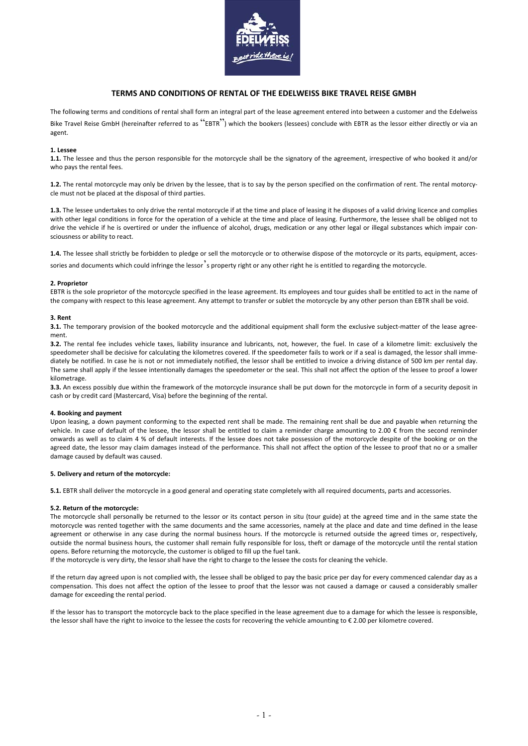# TERMS AND CONDITIONS OF RENTAL OF THE EDELWEISS BIKE TRAVEL REISE GMBH

The following terms and conditions of rental shall form an integral part of the lease agreement entered into between a customer and the Edelweiss Bike Travel Reise GmbH (hereinafter referred to as "EBTR") which the bookers (lessees) conclude with EBTR as the lessor either directly or via an agent.

**1. Lessee**

**1.1.** The lessee and thus the person responsible for the motorcycle shall be the signatory of the agreement, irrespective of who booked it and/or who pays the rental fees.

**1.2.** The rental motorcycle may only be driven by the lessee, that is to say by the person specified on the confirmation of rent. The rental motorcycle must not be placed at the disposal of third parties.

**1.3.** The lessee undertakes to only drive the rental motorcycle if at the time and place of leasing it he disposes of a valid driving licence and complies with other legal conditions in force for the operation of a vehicle at the time and place of leasing. Furthermore, the lessee shall be obliged not to drive the vehicle if he is overtired or under the influence of alcohol, drugs, medication or any other legal or illegal substances which impair consciousness or ability to react.

**1.4.** The lessee shall strictly be forbidden to pledge or sell the motorcycle or to otherwise dispose of the motorcycle or its parts, equipment, accessories and documents which could infringe the lessor's property right or any other right he is entitled to regarding the motorcycle.

**2. Proprietor**

EBTR is the sole proprietor of the motorcycle specified in the lease agreement. Its employees and tour guides shall be entitled to act in the name of the company with respect to this lease agreement. Any attempt to transfer or sublet the motorcycle by any other person than EBTR shall be void.

**3. Rent**

**3.1.** The temporary provision of the booked motorcycle and the additional equipment shall form the exclusive subject-matter of the lease agreement.

**3.2.** The rental fee includes vehicle taxes, liability insurance and lubricants, not, however, the fuel. In case of a kilometre limit: exclusively the speedometer shall be decisive for calculating the kilometres covered. If the speedometer fails to work or if a seal is damaged, the lessor shall immediately be notified. In case he is not or not immediately notified, the lessor shall be entitled to invoice a driving distance of 500 km per rental day. The same shall apply if the lessee intentionally damages the speedometer or the seal. This shall not affect the option of the lessee to proof a lower kilometrage.

**3.3.** An excess possibly due within the framework of the motorcycle insurance shall be put down for the motorcycle in form of a security deposit in cash or by credit card (Mastercard, Visa) before the beginning of the rental.

**4. Booking and payment**

Upon leasing, a down payment conforming to the expected rent shall be made. The remaining rent shall be due and payable when returning the vehicle. In case of default of the lessee, the lessor shall be entitled to claim a reminder charge amounting to 2.00 € from the second reminder onwards as well as to claim 4 % of default interests. If the lessee does not take possession of the motorcycle despite of the booking or on the agreed date, the lessor may claim damages instead of the performance. This shall not affect the option of the lessee to proof that no or a smaller damage caused by default was caused.

**5. Delivery and return of the motorcycle:**

**5.1.** EBTR shall deliver the motorcycle in a good general and operating state completely with all required documents, parts and accessories.

**5.2. Return of the motorcycle:**

The motorcycle shall personally be returned to the lessor or its contact person in situ (tour guide) at the agreed time and in the same state the motorcycle was rented together with the same documents and the same accessories, namely at the place and date and time defined in the lease agreement or otherwise in any case during the normal business hours. If the motorcycle is returned outside the agreed times or, respectively, outside the normal business hours, the customer shall remain fully responsible for loss, theft or damage of the motorcycle until the rental station opens. Before returning the motorcycle, the customer is obliged to fill up the fuel tank.

If the motorcycle is very dirty, the lessor shall have the right to charge to the lessee the costs for cleaning the vehicle.

If the return day agreed upon is not complied with, the lessee shall be obliged to pay the basic price per day for every commenced calendar day as a compensation. This does not affect the option of the lessee to proof that the lessor was not caused a damage or caused a considerably smaller damage for exceeding the rental period.

If the lessor has to transport the motorcycle back to the place specified in the lease agreement due to a damage for which the lessee is responsible, the lessor shall have the right to invoice to the lessee the costs for recovering the vehicle amounting to € 2.00 per kilometre covered.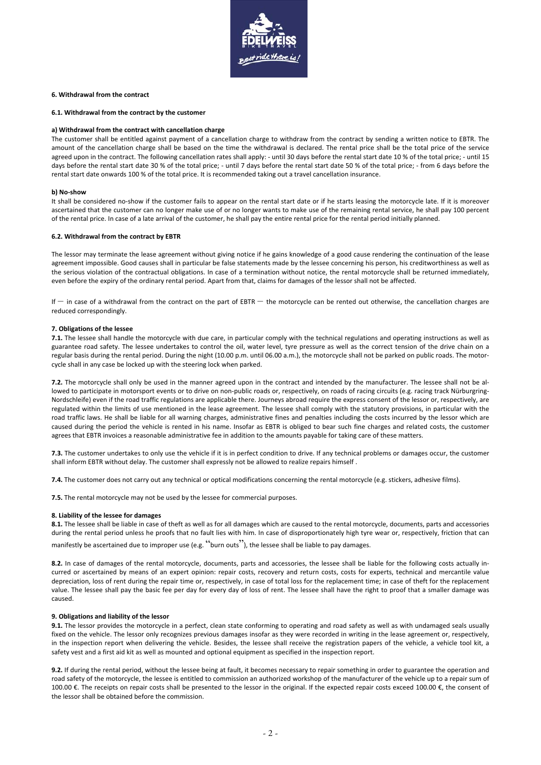**6. Withdrawal from the contract**

**6.1. Withdrawal from the contract by the customer**

**a) Withdrawal from the contract with cancellation charge**

The customer shall be entitled against payment of a cancellation charge to withdraw from the contract by sending a written notice to EBTR. The amount of the cancellation charge shall be based on the time the withdrawal is declared. The rental price shall be the total price of the service agreed upon in the contract. The following cancellation rates shall apply: - until 30 days before the rental start date 10 % of the total price; - until 15 days before the rental start date 30 % of the total price; - until 7 days before the rental start date 50 % of the total price; - from 6 days before the rental start date onwards 100 % of the total price. It is recommended taking out a travel cancellation insurance.

**b) No-show**

It shall be considered no-show if the customer fails to appear on the rental start date or if he starts leasing the motorcycle late. If it is moreover ascertained that the customer can no longer make use of or no longer wants to make use of the remaining rental service, he shall pay 100 percent of the rental price. In case of a late arrival of the customer, he shall pay the entire rental price for the rental period initially planned.

**6.2. Withdrawal from the contract by EBTR**

The lessor may terminate the lease agreement without giving notice if he gains knowledge of a good cause rendering the continuation of the lease agreement impossible. Good causes shall in particular be false statements made by the lessee concerning his person, his creditworthiness as well as the serious violation of the contractual obligations. In case of a termination without notice, the rental motorcycle shall be returned immediately, even before the expiry of the ordinary rental period. Apart from that, claims for damages of the lessor shall not be affected.

If — in case of a withdrawal from the contract on the part of EBTR — the motorcycle can be rented out otherwise, the cancellation charges are reduced correspondingly.

**7. Obligations of the lessee**

**7.1.** The lessee shall handle the motorcycle with due care, in particular comply with the technical regulations and operating instructions as well as guarantee road safety. The lessee undertakes to control the oil, water level, tyre pressure as well as the correct tension of the drive chain on a regular basis during the rental period. During the night (10.00 p.m. until 06.00 a.m.), the motorcycle shall not be parked on public roads. The motorcycle shall in any case be locked up with the steering lock when parked.

**7.2.** The motorcycle shall only be used in the manner agreed upon in the contract and intended by the manufacturer. The lessee shall not be allowed to participate in motorsport events or to drive on non-public roads or, respectively, on roads of racing circuits (e.g. racing track Nürburgring-Nordschleife) even if the road traffic regulations are applicable there. Journeys abroad require the express consent of the lessor or, respectively, are regulated within the limits of use mentioned in the lease agreement. The lessee shall comply with the statutory provisions, in particular with the road traffic laws. He shall be liable for all warning charges, administrative fines and penalties including the costs incurred by the lessor which are caused during the period the vehicle is rented in his name. Insofar as EBTR is obliged to bear such fine charges and related costs, the customer agrees that EBTR invoices a reasonable administrative fee in addition to the amounts payable for taking care of these matters.

**7.3.** The customer undertakes to only use the vehicle if it is in perfect condition to drive. If any technical problems or damages occur, the customer shall inform EBTR without delay. The customer shall expressly not be allowed to realize repairs himself .

**7.4.** The customer does not carry out any technical or optical modifications concerning the rental motorcycle (e.g. stickers, adhesive films).

**7.5.** The rental motorcycle may not be used by the lessee for commercial purposes.

**8. Liability of the lessee for damages**

**8.1.** The lessee shall be liable in case of theft as well as for all damages which are caused to the rental motorcycle, documents, parts and accessories during the rental period unless he proofs that no fault lies with him. In case of disproportionately high tyre wear or, respectively, friction that can manifestly be ascertained due to improper use (e.g. "burn outs"), the lessee shall be liable to pay damages.

**8.2.** In case of damages of the rental motorcycle, documents, parts and accessories, the lessee shall be liable for the following costs actually incurred or ascertained by means of an expert opinion: repair costs, recovery and return costs, costs for experts, technical and mercantile value depreciation, loss of rent during the repair time or, respectively, in case of total loss for the replacement time; in case of theft for the replacement value. The lessee shall pay the basic fee per day for every day of loss of rent. The lessee shall have the right to proof that a smaller damage was caused.

**9. Obligations and liability of the lessor**

**9.1.** The lessor provides the motorcycle in a perfect, clean state conforming to operating and road safety as well as with undamaged seals usually fixed on the vehicle. The lessor only recognizes previous damages insofar as they were recorded in writing in the lease agreement or, respectively, in the inspection report when delivering the vehicle. Besides, the lessee shall receive the registration papers of the vehicle, a vehicle tool kit, a safety vest and a first aid kit as well as mounted and optional equipment as specified in the inspection report.

**9.2.** If during the rental period, without the lessee being at fault, it becomes necessary to repair something in order to guarantee the operation and road safety of the motorcycle, the lessee is entitled to commission an authorized workshop of the manufacturer of the vehicle up to a repair sum of 100.00 €. The receipts on repair costs shall be presented to the lessor in the original. If the expected repair costs exceed 100.00 €, the consent of the lessor shall be obtained before the commission.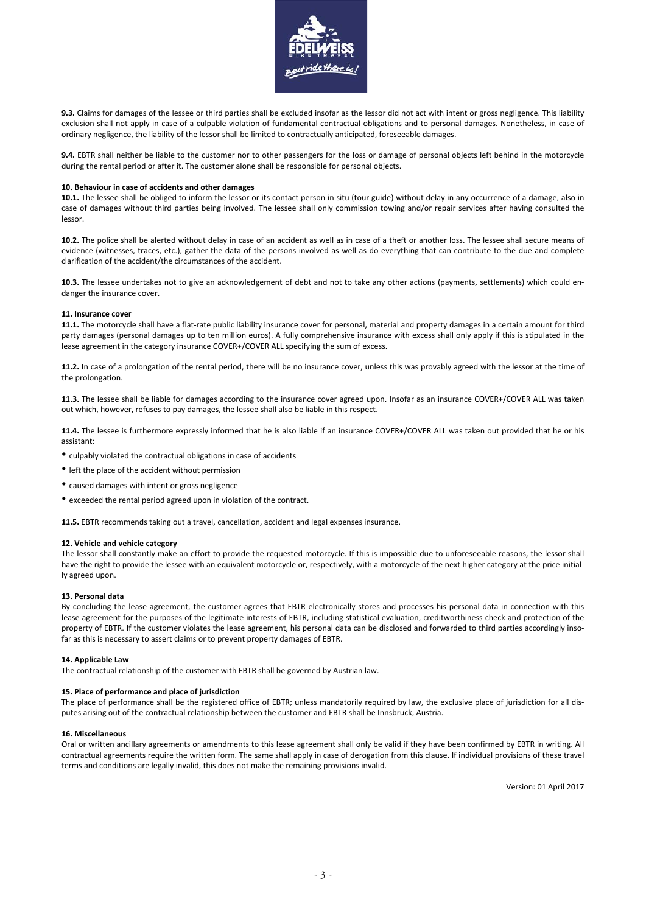**9.3.** Claims for damages of the lessee or third parties shall be excluded insofar as the lessor did not act with intent or gross negligence. This liability exclusion shall not apply in case of a culpable violation of fundamental contractual obligations and to personal damages. Nonetheless, in case of ordinary negligence, the liability of the lessor shall be limited to contractually anticipated, foreseeable damages.

**9.4.** EBTR shall neither be liable to the customer nor to other passengers for the loss or damage of personal objects left behind in the motorcycle during the rental period or after it. The customer alone shall be responsible for personal objects.

**10. Behaviour in case of accidents and other damages**

**10.1.** The lessee shall be obliged to inform the lessor or its contact person in situ (tour guide) without delay in any occurrence of a damage, also in case of damages without third parties being involved. The lessee shall only commission towing and/or repair services after having consulted the lessor.

**10.2.** The police shall be alerted without delay in case of an accident as well as in case of a theft or another loss. The lessee shall secure means of evidence (witnesses, traces, etc.), gather the data of the persons involved as well as do everything that can contribute to the due and complete clarification of the accident/the circumstances of the accident.

**10.3.** The lessee undertakes not to give an acknowledgement of debt and not to take any other actions (payments, settlements) which could endanger the insurance cover.

**11. Insurance cover**

**11.1.** The motorcycle shall have a flat-rate public liability insurance cover for personal, material and property damages in a certain amount for third party damages (personal damages up to ten million euros). A fully comprehensive insurance with excess shall only apply if this is stipulated in the lease agreement in the category insurance COVER+/COVER ALL specifying the sum of excess.

**11.2.** In case of a prolongation of the rental period, there will be no insurance cover, unless this was provably agreed with the lessor at the time of the prolongation.

**11.3.** The lessee shall be liable for damages according to the insurance cover agreed upon. Insofar as an insurance COVER+/COVER ALL was taken out which, however, refuses to pay damages, the lessee shall also be liable in this respect.

**11.4.** The lessee is furthermore expressly informed that he is also liable if an insurance COVER+/COVER ALL was taken out provided that he or his assistant:

- culpably violated the contractual obligations in case of accidents
- left the place of the accident without permission
- caused damages with intent or gross negligence
- exceeded the rental period agreed upon in violation of the contract.

**11.5.** EBTR recommends taking out a travel, cancellation, accident and legal expenses insurance.

**12. Vehicle and vehicle category**

The lessor shall constantly make an effort to provide the requested motorcycle. If this is impossible due to unforeseeable reasons, the lessor shall have the right to provide the lessee with an equivalent motorcycle or, respectively, with a motorcycle of the next higher category at the price initially agreed upon.

**13. Personal data**

By concluding the lease agreement, the customer agrees that EBTR electronically stores and processes his personal data in connection with this lease agreement for the purposes of the legitimate interests of EBTR, including statistical evaluation, creditworthiness check and protection of the property of EBTR. If the customer violates the lease agreement, his personal data can be disclosed and forwarded to third parties accordingly insofar as this is necessary to assert claims or to prevent property damages of EBTR.

**14. Applicable Law**

The contractual relationship of the customer with EBTR shall be governed by Austrian law.

**15. Place of performance and place of jurisdiction**

The place of performance shall be the registered office of EBTR; unless mandatorily required by law, the exclusive place of jurisdiction for all disputes arising out of the contractual relationship between the customer and EBTR shall be Innsbruck, Austria.

**16. Miscellaneous**

Oral or written ancillary agreements or amendments to this lease agreement shall only be valid if they have been confirmed by EBTR in writing. All contractual agreements require the written form. The same shall apply in case of derogation from this clause. If individual provisions of these travel terms and conditions are legally invalid, this does not make the remaining provisions invalid.

Version: 01 April 2017